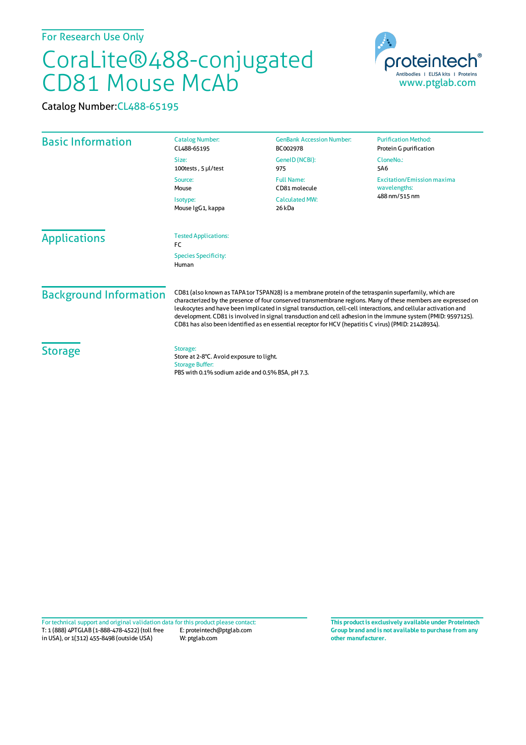For Research Use Only

# CoraLite®488-conjugated CD81 Mouse McAb

proteintech® Antibodies | ELISA kits | Proteins www.ptglab.com

Catalog Number: CL488-65195

## Basic Information

Catalog Number:
CL488-65195

Size:
100tests , 5 μl/test

Source:
Mouse

Isotype:
Mouse IgG1, kappa

GenBank Accession Number:
BC002978

GeneID (NCBI):
975

Full Name:
CD81 molecule

Calculated MW:
26 kDa

Purification Method:
Protein G purification

CloneNo.:
5A6

Excitation/Emission maxima wavelengths:
488 nm/515 nm

## Applications

Tested Applications:
FC

Species Specificity:
Human

## Background Information

CD81 (also known as TAPA1or TSPAN28) is a membrane protein of the tetraspanin superfamily, which are characterized by the presence of four conserved transmembrane regions. Many of these members are expressed on leukocytes and have been implicated in signal transduction, cell-cell interactions, and cellular activation and development. CD81 is involved in signal transduction and cell adhesion in the immune system (PMID: 9597125). CD81 has also been identified as en essential receptor for HCV (hepatitis C virus) (PMID: 21428934).

## Storage

Storage:
Store at 2-8°C. Avoid exposure to light.

Storage Buffer:
PBS with 0.1% sodium azide and 0.5% BSA, pH 7.3.

For technical support and original validation data for this product please contact:
T: 1 (888) 4PTGLAB (1-888-478-4522) (toll free in USA), or 1(312) 455-8498 (outside USA)
E: proteintech@ptglab.com
W: ptglab.com

**This product is exclusively available under Proteintech Group brand and is not available to purchase from any other manufacturer.**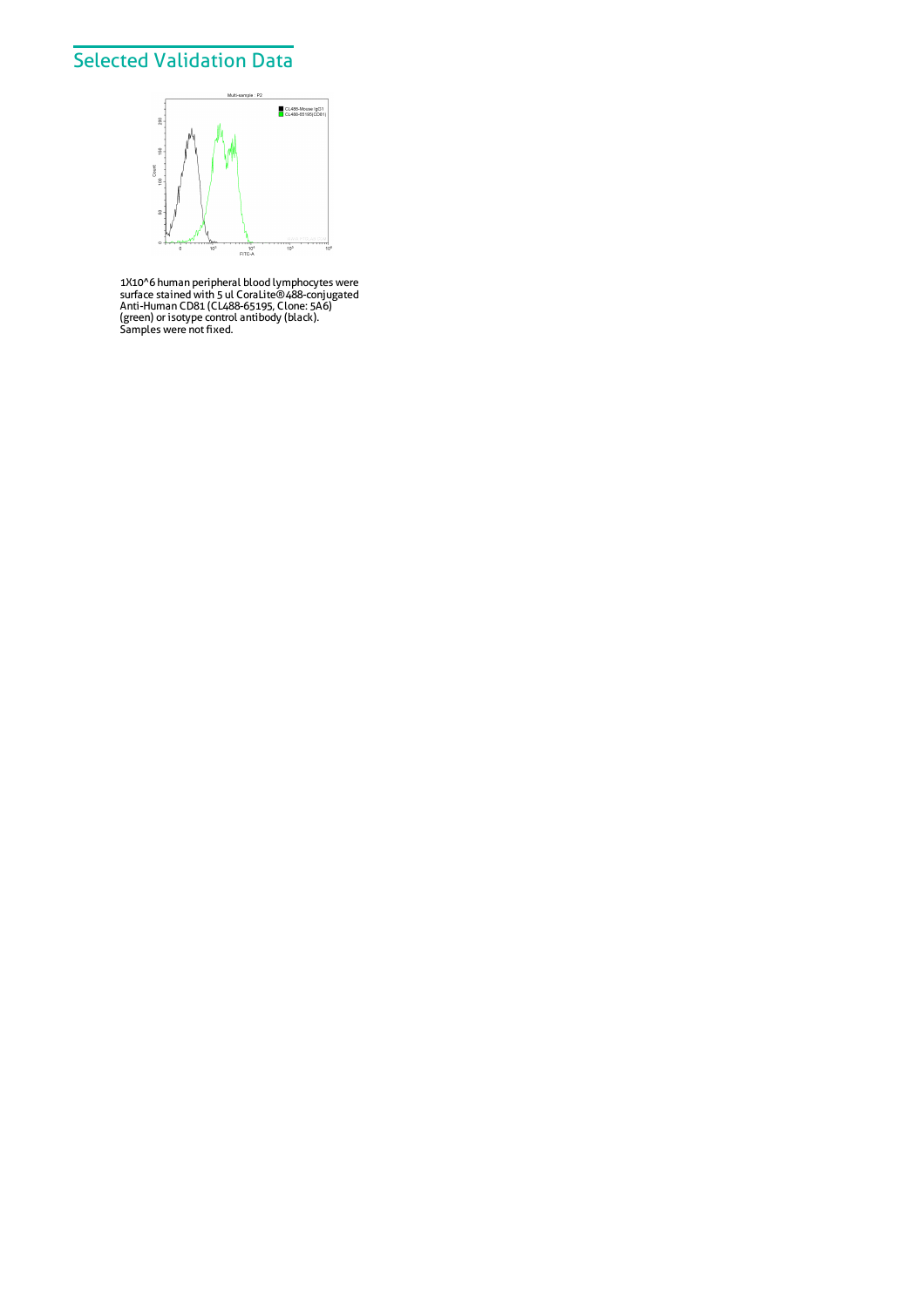## Selected Validation Data

Multi-sample : P2

CL488-Mouse IgG1
CL488-65195(CD81)

Count

0
50
100
150
200

0
$10^3$
$10^4$
$10^5$
$10^6$

FITC-A

1X10^6 human peripheral blood lymphocytes were surface stained with 5 ul CoraLite®488-conjugated Anti-Human CD81 (CL488-65195, Clone: 5A6) (green) or isotype control antibody (black). Samples were not fixed.